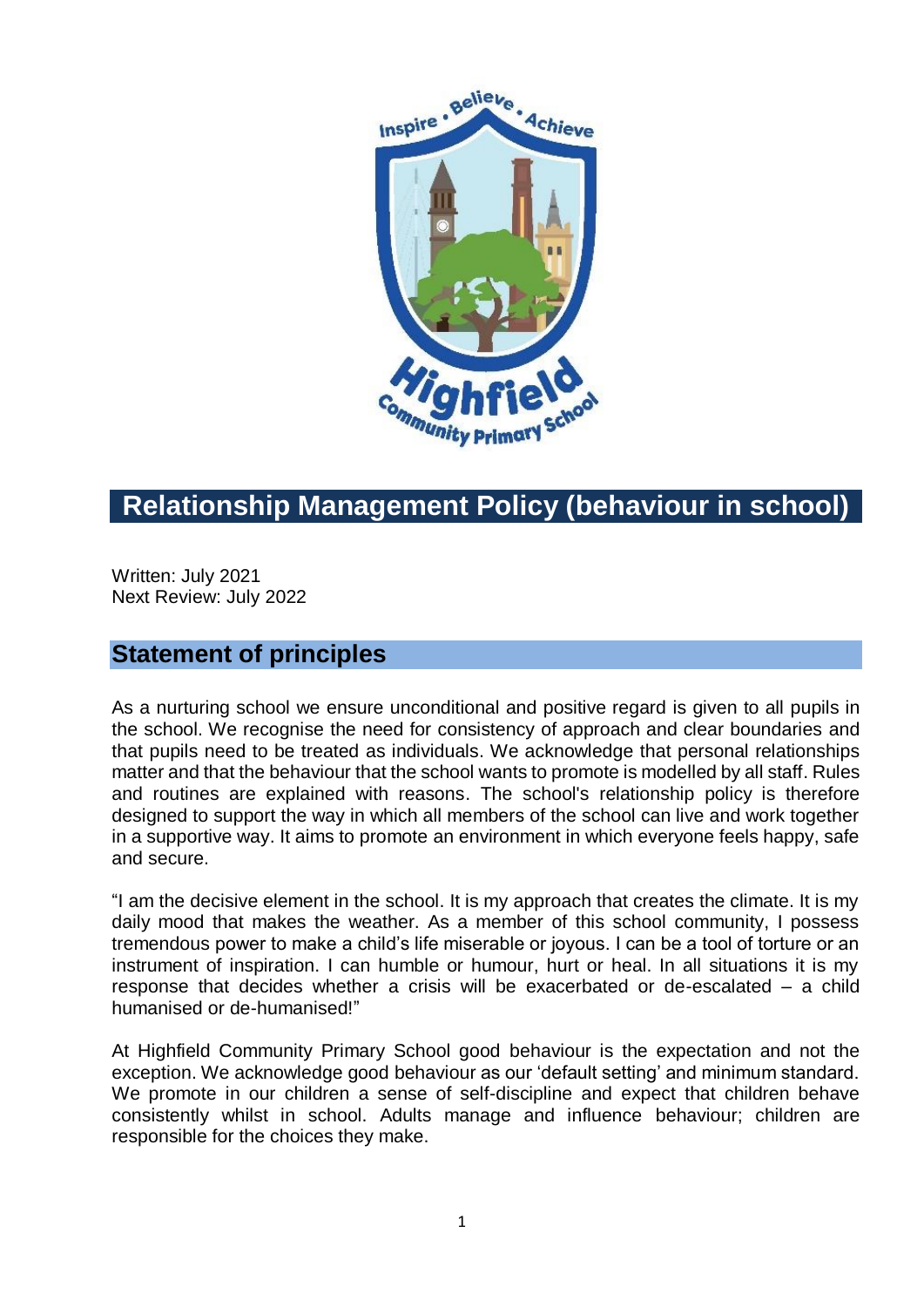# Relationship Management Policy (behaviour in school)

Written: July 2021
Next Review: July 2022

## Statement of principles

As a nurturing school we ensure unconditional and positive regard is given to all pupils in the school. We recognise the need for consistency of approach and clear boundaries and that pupils need to be treated as individuals. We acknowledge that personal relationships matter and that the behaviour that the school wants to promote is modelled by all staff. Rules and routines are explained with reasons. The school's relationship policy is therefore designed to support the way in which all members of the school can live and work together in a supportive way. It aims to promote an environment in which everyone feels happy, safe and secure.

"I am the decisive element in the school. It is my approach that creates the climate. It is my daily mood that makes the weather. As a member of this school community, I possess tremendous power to make a child's life miserable or joyous. I can be a tool of torture or an instrument of inspiration. I can humble or humour, hurt or heal. In all situations it is my response that decides whether a crisis will be exacerbated or de-escalated – a child humanised or de-humanised!"

At Highfield Community Primary School good behaviour is the expectation and not the exception. We acknowledge good behaviour as our 'default setting' and minimum standard. We promote in our children a sense of self-discipline and expect that children behave consistently whilst in school. Adults manage and influence behaviour; children are responsible for the choices they make.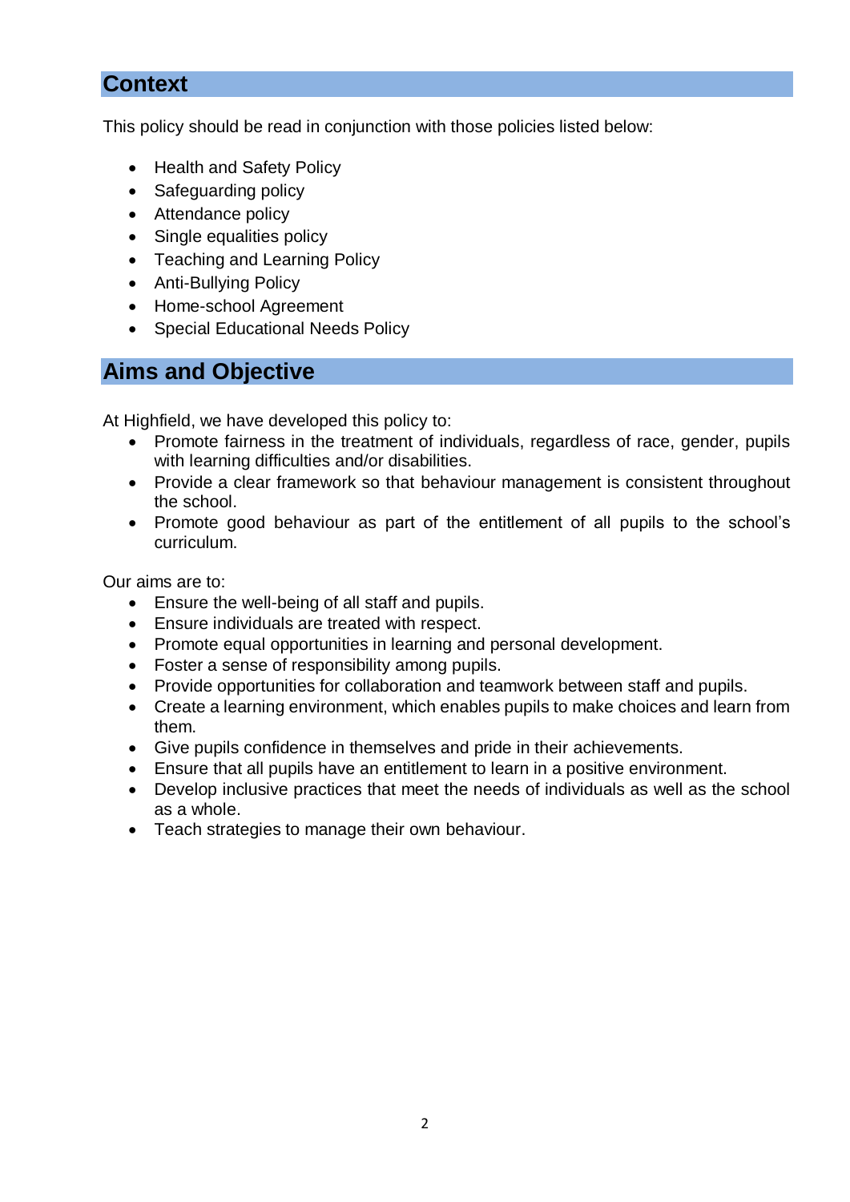## Context

This policy should be read in conjunction with those policies listed below:

- Health and Safety Policy
- Safeguarding policy
- Attendance policy
- Single equalities policy
- Teaching and Learning Policy
- Anti-Bullying Policy
- Home-school Agreement
- Special Educational Needs Policy

## Aims and Objective

At Highfield, we have developed this policy to:

- Promote fairness in the treatment of individuals, regardless of race, gender, pupils with learning difficulties and/or disabilities.
- Provide a clear framework so that behaviour management is consistent throughout the school.
- Promote good behaviour as part of the entitlement of all pupils to the school's curriculum.

Our aims are to:

- Ensure the well-being of all staff and pupils.
- Ensure individuals are treated with respect.
- Promote equal opportunities in learning and personal development.
- Foster a sense of responsibility among pupils.
- Provide opportunities for collaboration and teamwork between staff and pupils.
- Create a learning environment, which enables pupils to make choices and learn from them.
- Give pupils confidence in themselves and pride in their achievements.
- Ensure that all pupils have an entitlement to learn in a positive environment.
- Develop inclusive practices that meet the needs of individuals as well as the school as a whole.
- Teach strategies to manage their own behaviour.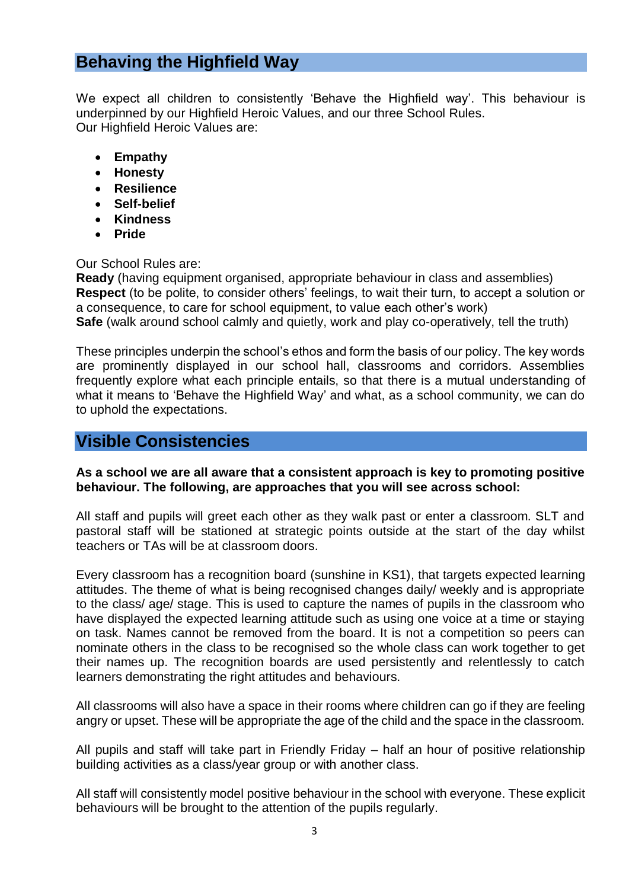## Behaving the Highfield Way

We expect all children to consistently 'Behave the Highfield way'. This behaviour is underpinned by our Highfield Heroic Values, and our three School Rules.
Our Highfield Heroic Values are:

- **Empathy**
- **Honesty**
- **Resilience**
- **Self-belief**
- **Kindness**
- **Pride**

Our School Rules are:
**Ready** (having equipment organised, appropriate behaviour in class and assemblies)
**Respect** (to be polite, to consider others' feelings, to wait their turn, to accept a solution or a consequence, to care for school equipment, to value each other's work)
**Safe** (walk around school calmly and quietly, work and play co-operatively, tell the truth)

These principles underpin the school's ethos and form the basis of our policy. The key words are prominently displayed in our school hall, classrooms and corridors. Assemblies frequently explore what each principle entails, so that there is a mutual understanding of what it means to 'Behave the Highfield Way' and what, as a school community, we can do to uphold the expectations.

## Visible Consistencies

**As a school we are all aware that a consistent approach is key to promoting positive behaviour. The following, are approaches that you will see across school:**

All staff and pupils will greet each other as they walk past or enter a classroom. SLT and pastoral staff will be stationed at strategic points outside at the start of the day whilst teachers or TAs will be at classroom doors.

Every classroom has a recognition board (sunshine in KS1), that targets expected learning attitudes. The theme of what is being recognised changes daily/ weekly and is appropriate to the class/ age/ stage. This is used to capture the names of pupils in the classroom who have displayed the expected learning attitude such as using one voice at a time or staying on task. Names cannot be removed from the board. It is not a competition so peers can nominate others in the class to be recognised so the whole class can work together to get their names up. The recognition boards are used persistently and relentlessly to catch learners demonstrating the right attitudes and behaviours.

All classrooms will also have a space in their rooms where children can go if they are feeling angry or upset. These will be appropriate the age of the child and the space in the classroom.

All pupils and staff will take part in Friendly Friday – half an hour of positive relationship building activities as a class/year group or with another class.

All staff will consistently model positive behaviour in the school with everyone. These explicit behaviours will be brought to the attention of the pupils regularly.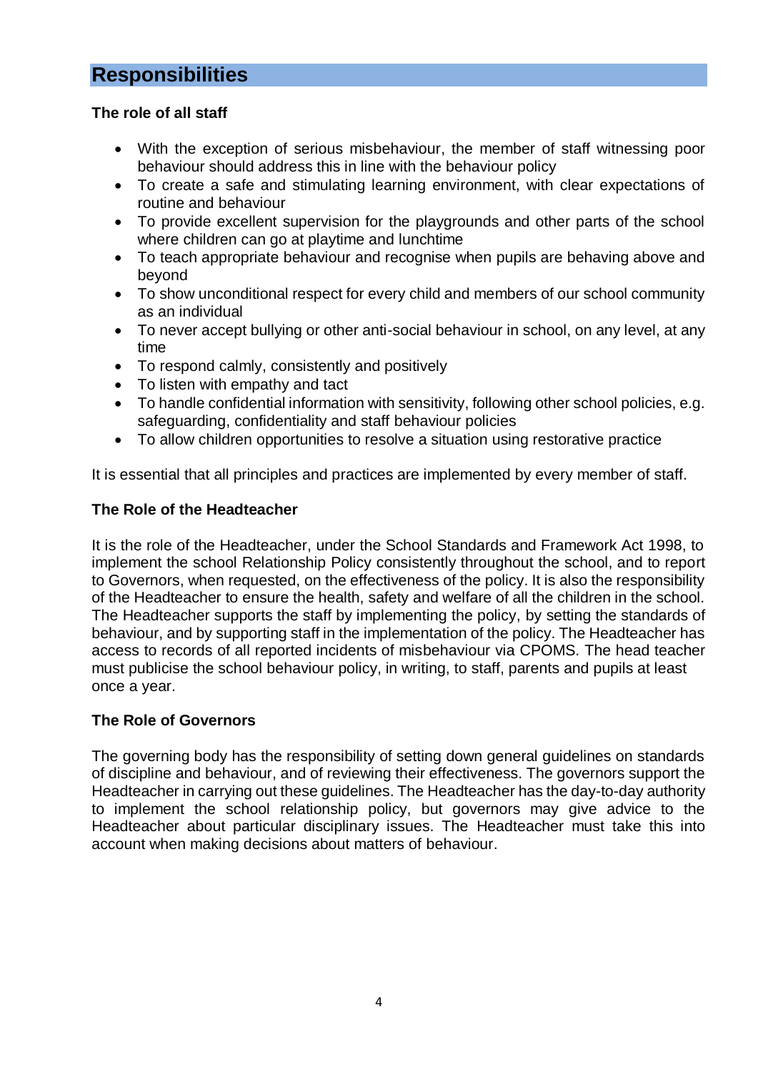## Responsibilities

**The role of all staff**

- With the exception of serious misbehaviour, the member of staff witnessing poor behaviour should address this in line with the behaviour policy
- To create a safe and stimulating learning environment, with clear expectations of routine and behaviour
- To provide excellent supervision for the playgrounds and other parts of the school where children can go at playtime and lunchtime
- To teach appropriate behaviour and recognise when pupils are behaving above and beyond
- To show unconditional respect for every child and members of our school community as an individual
- To never accept bullying or other anti-social behaviour in school, on any level, at any time
- To respond calmly, consistently and positively
- To listen with empathy and tact
- To handle confidential information with sensitivity, following other school policies, e.g. safeguarding, confidentiality and staff behaviour policies
- To allow children opportunities to resolve a situation using restorative practice

It is essential that all principles and practices are implemented by every member of staff.

**The Role of the Headteacher**

It is the role of the Headteacher, under the School Standards and Framework Act 1998, to implement the school Relationship Policy consistently throughout the school, and to report to Governors, when requested, on the effectiveness of the policy. It is also the responsibility of the Headteacher to ensure the health, safety and welfare of all the children in the school. The Headteacher supports the staff by implementing the policy, by setting the standards of behaviour, and by supporting staff in the implementation of the policy. The Headteacher has access to records of all reported incidents of misbehaviour via CPOMS. The head teacher must publicise the school behaviour policy, in writing, to staff, parents and pupils at least once a year.

**The Role of Governors**

The governing body has the responsibility of setting down general guidelines on standards of discipline and behaviour, and of reviewing their effectiveness. The governors support the Headteacher in carrying out these guidelines. The Headteacher has the day-to-day authority to implement the school relationship policy, but governors may give advice to the Headteacher about particular disciplinary issues. The Headteacher must take this into account when making decisions about matters of behaviour.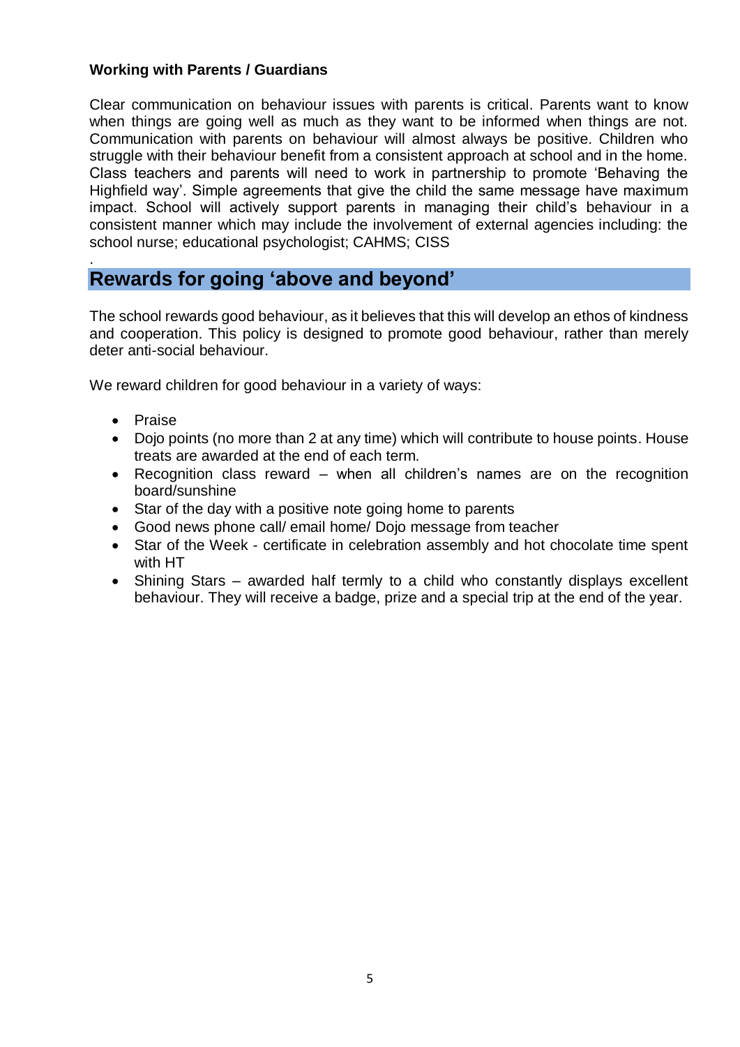**Working with Parents / Guardians**

Clear communication on behaviour issues with parents is critical. Parents want to know when things are going well as much as they want to be informed when things are not. Communication with parents on behaviour will almost always be positive. Children who struggle with their behaviour benefit from a consistent approach at school and in the home. Class teachers and parents will need to work in partnership to promote 'Behaving the Highfield way'. Simple agreements that give the child the same message have maximum impact. School will actively support parents in managing their child's behaviour in a consistent manner which may include the involvement of external agencies including: the school nurse; educational psychologist; CAHMS; CISS

.

## Rewards for going 'above and beyond'

The school rewards good behaviour, as it believes that this will develop an ethos of kindness and cooperation. This policy is designed to promote good behaviour, rather than merely deter anti-social behaviour.

We reward children for good behaviour in a variety of ways:

- Praise
- Dojo points (no more than 2 at any time) which will contribute to house points. House treats are awarded at the end of each term.
- Recognition class reward – when all children's names are on the recognition board/sunshine
- Star of the day with a positive note going home to parents
- Good news phone call/ email home/ Dojo message from teacher
- Star of the Week - certificate in celebration assembly and hot chocolate time spent with HT
- Shining Stars – awarded half termly to a child who constantly displays excellent behaviour. They will receive a badge, prize and a special trip at the end of the year.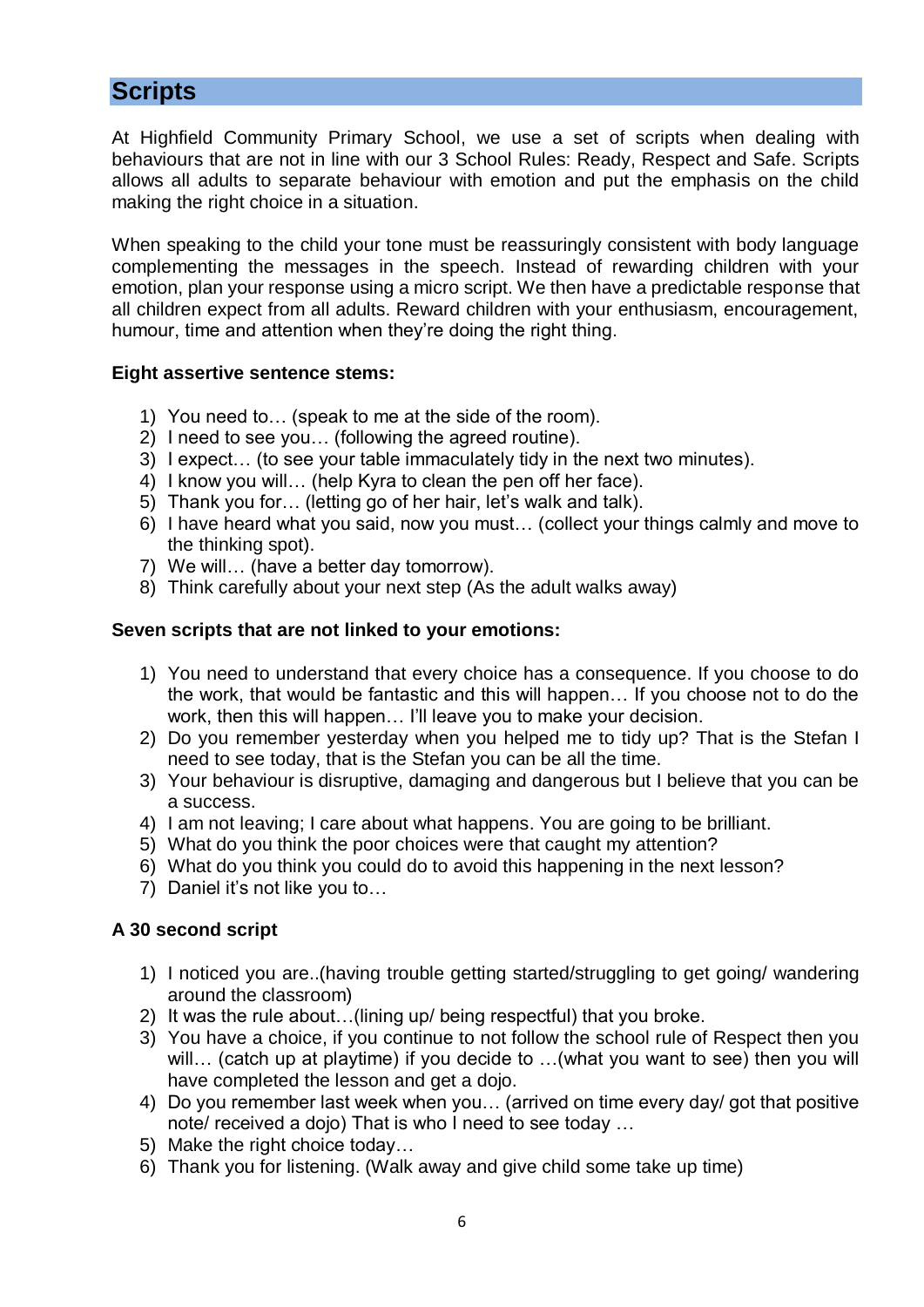## Scripts

At Highfield Community Primary School, we use a set of scripts when dealing with behaviours that are not in line with our 3 School Rules: Ready, Respect and Safe. Scripts allows all adults to separate behaviour with emotion and put the emphasis on the child making the right choice in a situation.

When speaking to the child your tone must be reassuringly consistent with body language complementing the messages in the speech. Instead of rewarding children with your emotion, plan your response using a micro script. We then have a predictable response that all children expect from all adults. Reward children with your enthusiasm, encouragement, humour, time and attention when they're doing the right thing.

**Eight assertive sentence stems:**

1) You need to… (speak to me at the side of the room).
2) I need to see you… (following the agreed routine).
3) I expect… (to see your table immaculately tidy in the next two minutes).
4) I know you will… (help Kyra to clean the pen off her face).
5) Thank you for… (letting go of her hair, let's walk and talk).
6) I have heard what you said, now you must… (collect your things calmly and move to the thinking spot).
7) We will… (have a better day tomorrow).
8) Think carefully about your next step (As the adult walks away)

**Seven scripts that are not linked to your emotions:**

1) You need to understand that every choice has a consequence. If you choose to do the work, that would be fantastic and this will happen… If you choose not to do the work, then this will happen… I'll leave you to make your decision.
2) Do you remember yesterday when you helped me to tidy up? That is the Stefan I need to see today, that is the Stefan you can be all the time.
3) Your behaviour is disruptive, damaging and dangerous but I believe that you can be a success.
4) I am not leaving; I care about what happens. You are going to be brilliant.
5) What do you think the poor choices were that caught my attention?
6) What do you think you could do to avoid this happening in the next lesson?
7) Daniel it's not like you to…

**A 30 second script**

1) I noticed you are..(having trouble getting started/struggling to get going/ wandering around the classroom)
2) It was the rule about…(lining up/ being respectful) that you broke.
3) You have a choice, if you continue to not follow the school rule of Respect then you will… (catch up at playtime) if you decide to …(what you want to see) then you will have completed the lesson and get a dojo.
4) Do you remember last week when you… (arrived on time every day/ got that positive note/ received a dojo) That is who I need to see today …
5) Make the right choice today…
6) Thank you for listening. (Walk away and give child some take up time)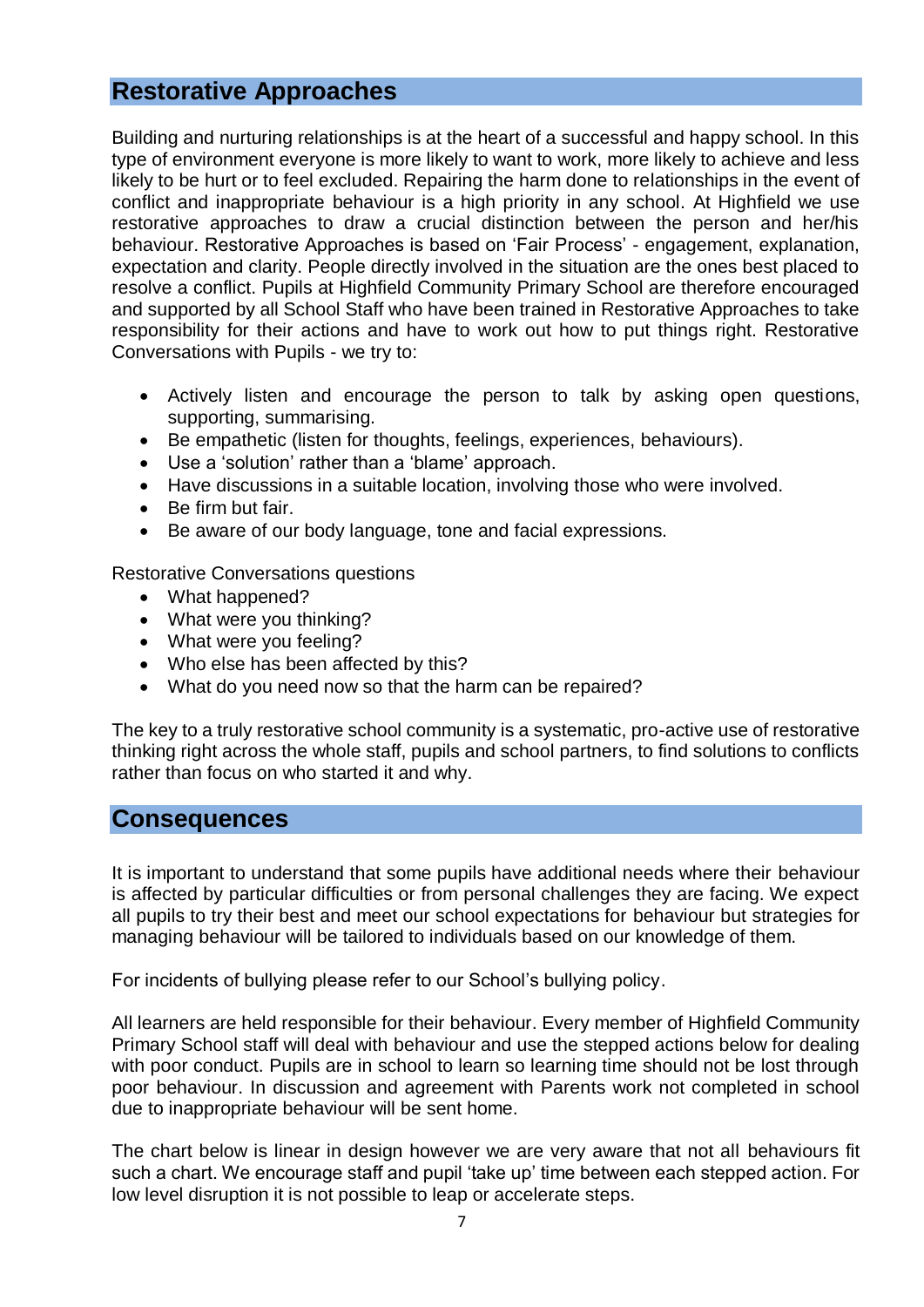## Restorative Approaches

Building and nurturing relationships is at the heart of a successful and happy school. In this type of environment everyone is more likely to want to work, more likely to achieve and less likely to be hurt or to feel excluded. Repairing the harm done to relationships in the event of conflict and inappropriate behaviour is a high priority in any school. At Highfield we use restorative approaches to draw a crucial distinction between the person and her/his behaviour. Restorative Approaches is based on 'Fair Process' - engagement, explanation, expectation and clarity. People directly involved in the situation are the ones best placed to resolve a conflict. Pupils at Highfield Community Primary School are therefore encouraged and supported by all School Staff who have been trained in Restorative Approaches to take responsibility for their actions and have to work out how to put things right. Restorative Conversations with Pupils - we try to:

- Actively listen and encourage the person to talk by asking open questions, supporting, summarising.
- Be empathetic (listen for thoughts, feelings, experiences, behaviours).
- Use a 'solution' rather than a 'blame' approach.
- Have discussions in a suitable location, involving those who were involved.
- Be firm but fair.
- Be aware of our body language, tone and facial expressions.

Restorative Conversations questions

- What happened?
- What were you thinking?
- What were you feeling?
- Who else has been affected by this?
- What do you need now so that the harm can be repaired?

The key to a truly restorative school community is a systematic, pro-active use of restorative thinking right across the whole staff, pupils and school partners, to find solutions to conflicts rather than focus on who started it and why.

## Consequences

It is important to understand that some pupils have additional needs where their behaviour is affected by particular difficulties or from personal challenges they are facing. We expect all pupils to try their best and meet our school expectations for behaviour but strategies for managing behaviour will be tailored to individuals based on our knowledge of them.

For incidents of bullying please refer to our School's bullying policy.

All learners are held responsible for their behaviour. Every member of Highfield Community Primary School staff will deal with behaviour and use the stepped actions below for dealing with poor conduct. Pupils are in school to learn so learning time should not be lost through poor behaviour. In discussion and agreement with Parents work not completed in school due to inappropriate behaviour will be sent home.

The chart below is linear in design however we are very aware that not all behaviours fit such a chart. We encourage staff and pupil 'take up' time between each stepped action. For low level disruption it is not possible to leap or accelerate steps.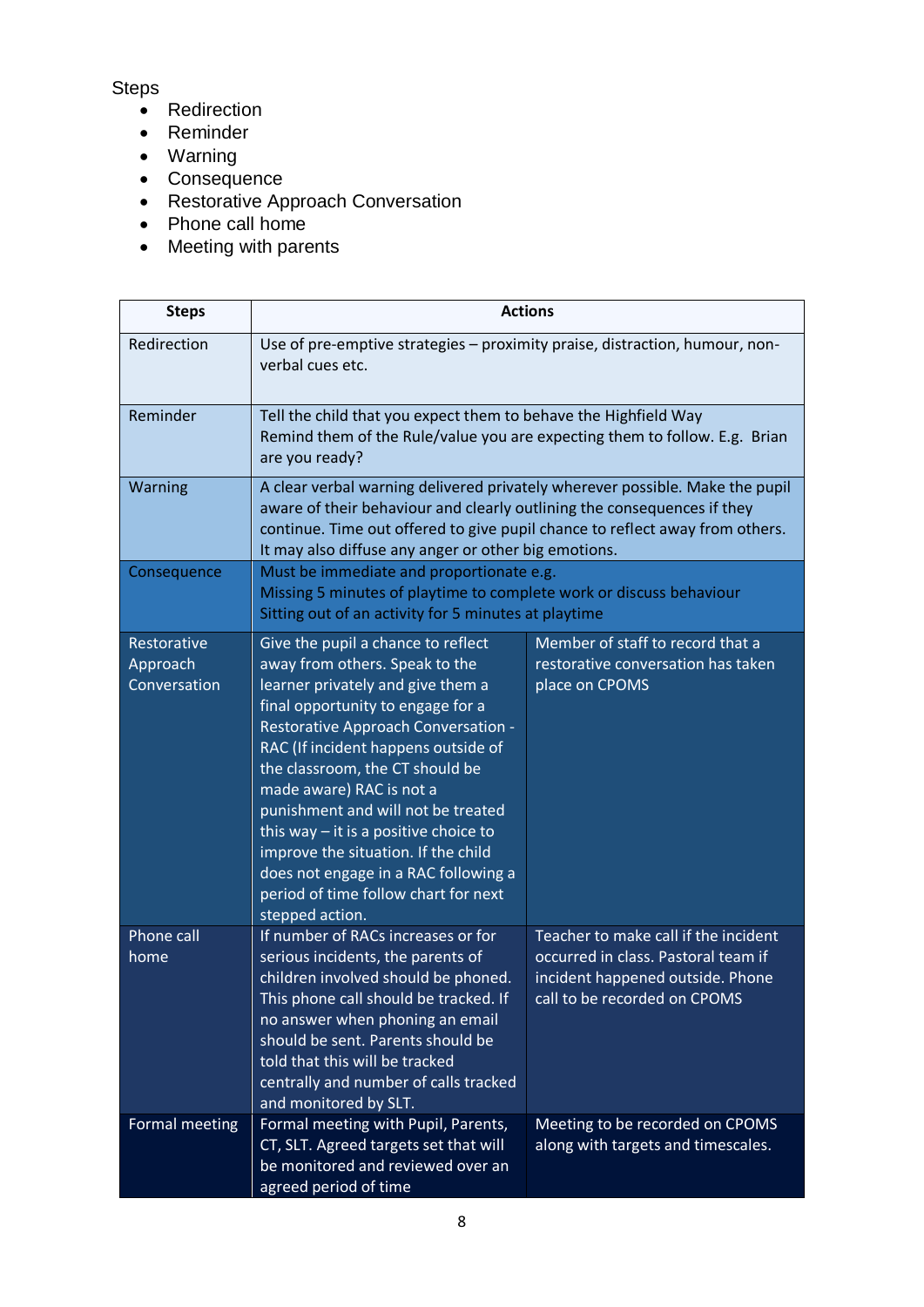Steps

- Redirection
- Reminder
- Warning
- Consequence
- Restorative Approach Conversation
- Phone call home
- Meeting with parents

| Steps | Actions | |
|---|---|---|
| Redirection | Use of pre-emptive strategies – proximity praise, distraction, humour, non-verbal cues etc. | |
| Reminder | Tell the child that you expect them to behave the Highfield Way<br>Remind them of the Rule/value you are expecting them to follow. E.g. Brian are you ready? | |
| Warning | A clear verbal warning delivered privately wherever possible. Make the pupil aware of their behaviour and clearly outlining the consequences if they continue. Time out offered to give pupil chance to reflect away from others. It may also diffuse any anger or other big emotions. | |
| Consequence | Must be immediate and proportionate e.g.<br>Missing 5 minutes of playtime to complete work or discuss behaviour<br>Sitting out of an activity for 5 minutes at playtime | |
| Restorative Approach Conversation | Give the pupil a chance to reflect away from others. Speak to the learner privately and give them a final opportunity to engage for a Restorative Approach Conversation - RAC (If incident happens outside of the classroom, the CT should be made aware) RAC is not a punishment and will not be treated this way – it is a positive choice to improve the situation. If the child does not engage in a RAC following a period of time follow chart for next stepped action. | Member of staff to record that a restorative conversation has taken place on CPOMS |
| Phone call home | If number of RACs increases or for serious incidents, the parents of children involved should be phoned. This phone call should be tracked. If no answer when phoning an email should be sent. Parents should be told that this will be tracked centrally and number of calls tracked and monitored by SLT. | Teacher to make call if the incident occurred in class. Pastoral team if incident happened outside. Phone call to be recorded on CPOMS |
| Formal meeting | Formal meeting with Pupil, Parents, CT, SLT. Agreed targets set that will be monitored and reviewed over an agreed period of time | Meeting to be recorded on CPOMS along with targets and timescales. |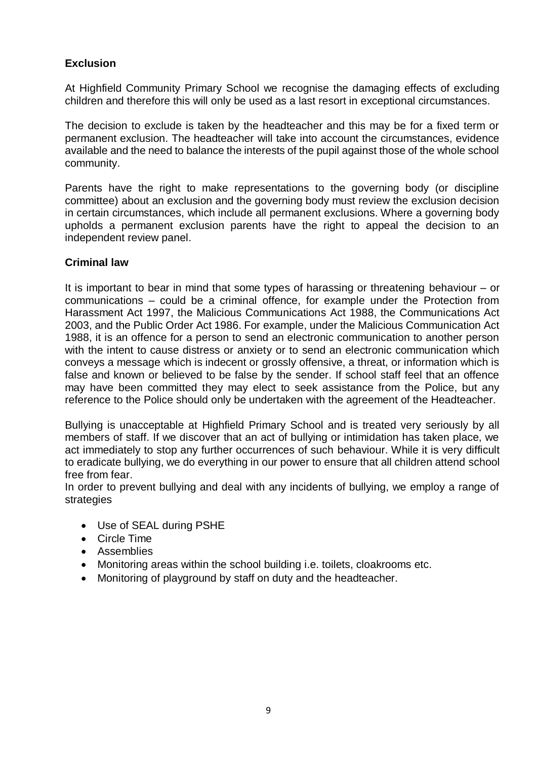**Exclusion**

At Highfield Community Primary School we recognise the damaging effects of excluding children and therefore this will only be used as a last resort in exceptional circumstances.

The decision to exclude is taken by the headteacher and this may be for a fixed term or permanent exclusion. The headteacher will take into account the circumstances, evidence available and the need to balance the interests of the pupil against those of the whole school community.

Parents have the right to make representations to the governing body (or discipline committee) about an exclusion and the governing body must review the exclusion decision in certain circumstances, which include all permanent exclusions. Where a governing body upholds a permanent exclusion parents have the right to appeal the decision to an independent review panel.

**Criminal law**

It is important to bear in mind that some types of harassing or threatening behaviour – or communications – could be a criminal offence, for example under the Protection from Harassment Act 1997, the Malicious Communications Act 1988, the Communications Act 2003, and the Public Order Act 1986. For example, under the Malicious Communication Act 1988, it is an offence for a person to send an electronic communication to another person with the intent to cause distress or anxiety or to send an electronic communication which conveys a message which is indecent or grossly offensive, a threat, or information which is false and known or believed to be false by the sender. If school staff feel that an offence may have been committed they may elect to seek assistance from the Police, but any reference to the Police should only be undertaken with the agreement of the Headteacher.

Bullying is unacceptable at Highfield Primary School and is treated very seriously by all members of staff. If we discover that an act of bullying or intimidation has taken place, we act immediately to stop any further occurrences of such behaviour. While it is very difficult to eradicate bullying, we do everything in our power to ensure that all children attend school free from fear.
In order to prevent bullying and deal with any incidents of bullying, we employ a range of strategies

- Use of SEAL during PSHE
- Circle Time
- Assemblies
- Monitoring areas within the school building i.e. toilets, cloakrooms etc.
- Monitoring of playground by staff on duty and the headteacher.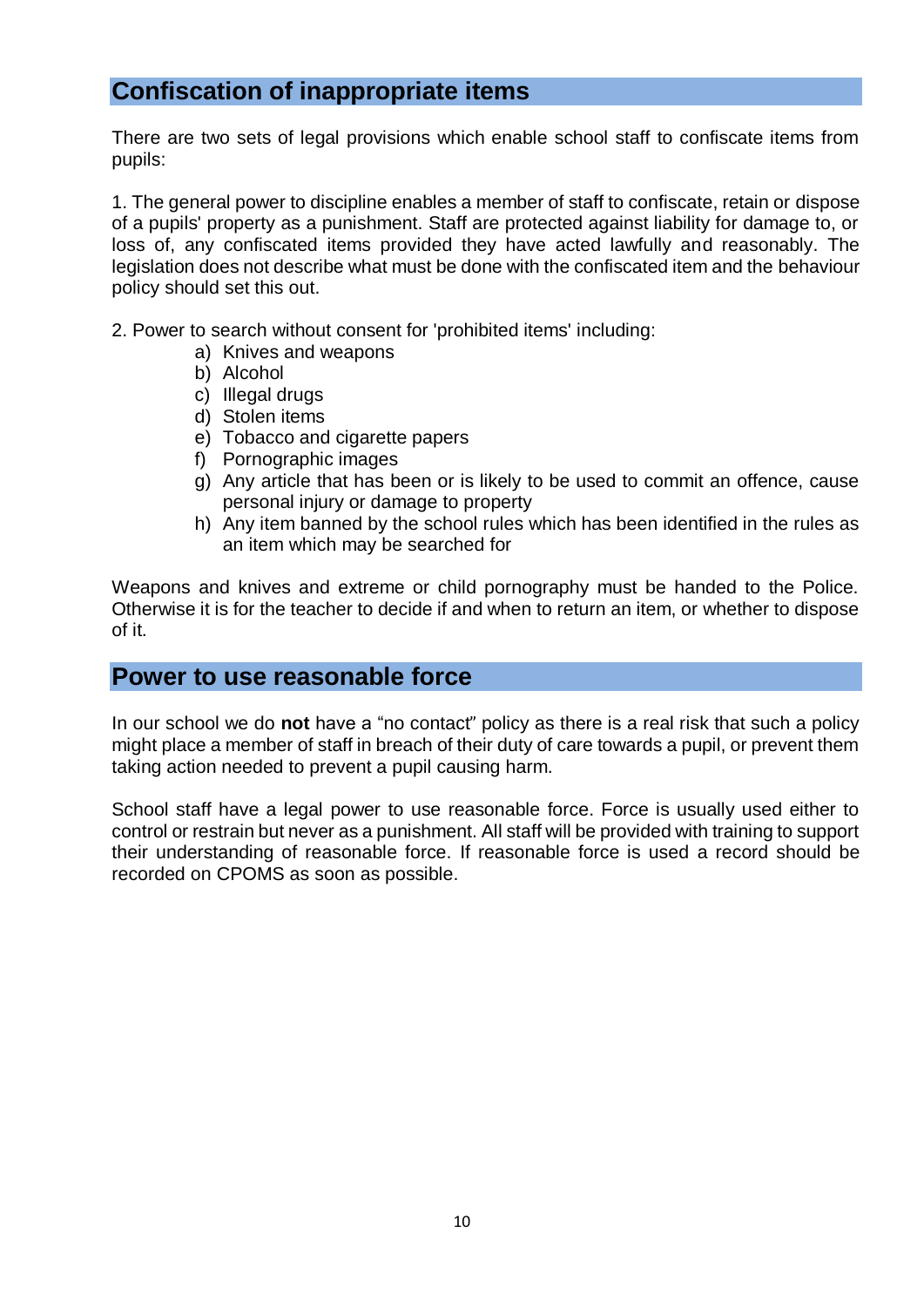## Confiscation of inappropriate items

There are two sets of legal provisions which enable school staff to confiscate items from pupils:

1. The general power to discipline enables a member of staff to confiscate, retain or dispose of a pupils' property as a punishment. Staff are protected against liability for damage to, or loss of, any confiscated items provided they have acted lawfully and reasonably. The legislation does not describe what must be done with the confiscated item and the behaviour policy should set this out.

2. Power to search without consent for 'prohibited items' including:
    a) Knives and weapons
    b) Alcohol
    c) Illegal drugs
    d) Stolen items
    e) Tobacco and cigarette papers
    f) Pornographic images
    g) Any article that has been or is likely to be used to commit an offence, cause personal injury or damage to property
    h) Any item banned by the school rules which has been identified in the rules as an item which may be searched for

Weapons and knives and extreme or child pornography must be handed to the Police. Otherwise it is for the teacher to decide if and when to return an item, or whether to dispose of it.

## Power to use reasonable force

In our school we do **not** have a "no contact" policy as there is a real risk that such a policy might place a member of staff in breach of their duty of care towards a pupil, or prevent them taking action needed to prevent a pupil causing harm.

School staff have a legal power to use reasonable force. Force is usually used either to control or restrain but never as a punishment. All staff will be provided with training to support their understanding of reasonable force. If reasonable force is used a record should be recorded on CPOMS as soon as possible.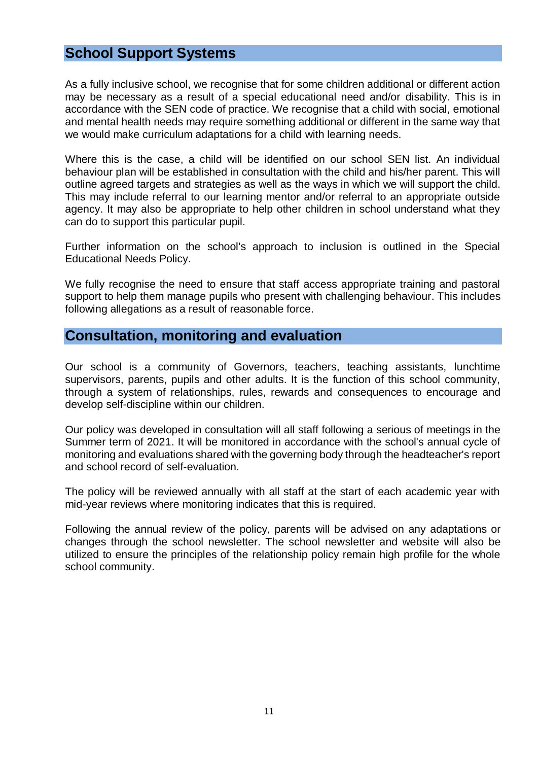## School Support Systems

As a fully inclusive school, we recognise that for some children additional or different action may be necessary as a result of a special educational need and/or disability. This is in accordance with the SEN code of practice. We recognise that a child with social, emotional and mental health needs may require something additional or different in the same way that we would make curriculum adaptations for a child with learning needs.

Where this is the case, a child will be identified on our school SEN list. An individual behaviour plan will be established in consultation with the child and his/her parent. This will outline agreed targets and strategies as well as the ways in which we will support the child. This may include referral to our learning mentor and/or referral to an appropriate outside agency. It may also be appropriate to help other children in school understand what they can do to support this particular pupil.

Further information on the school's approach to inclusion is outlined in the Special Educational Needs Policy.

We fully recognise the need to ensure that staff access appropriate training and pastoral support to help them manage pupils who present with challenging behaviour. This includes following allegations as a result of reasonable force.

## Consultation, monitoring and evaluation

Our school is a community of Governors, teachers, teaching assistants, lunchtime supervisors, parents, pupils and other adults. It is the function of this school community, through a system of relationships, rules, rewards and consequences to encourage and develop self-discipline within our children.

Our policy was developed in consultation will all staff following a serious of meetings in the Summer term of 2021. It will be monitored in accordance with the school's annual cycle of monitoring and evaluations shared with the governing body through the headteacher's report and school record of self-evaluation.

The policy will be reviewed annually with all staff at the start of each academic year with mid-year reviews where monitoring indicates that this is required.

Following the annual review of the policy, parents will be advised on any adaptations or changes through the school newsletter. The school newsletter and website will also be utilized to ensure the principles of the relationship policy remain high profile for the whole school community.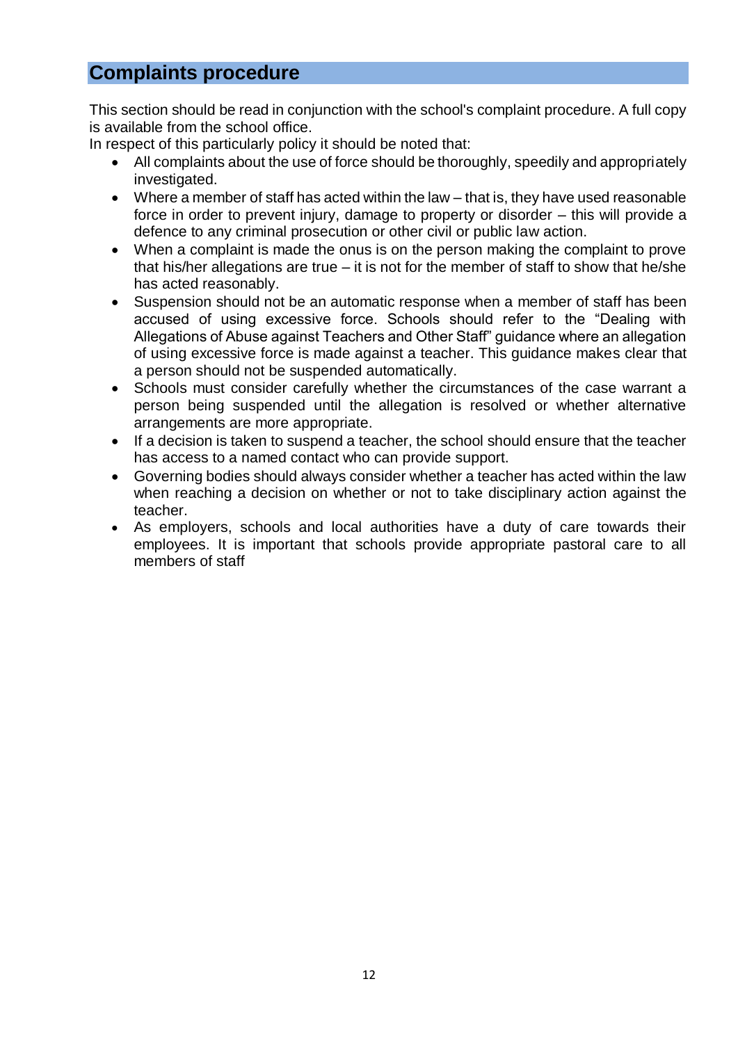## Complaints procedure

This section should be read in conjunction with the school's complaint procedure. A full copy is available from the school office.

In respect of this particularly policy it should be noted that:

- All complaints about the use of force should be thoroughly, speedily and appropriately investigated.
- Where a member of staff has acted within the law – that is, they have used reasonable force in order to prevent injury, damage to property or disorder – this will provide a defence to any criminal prosecution or other civil or public law action.
- When a complaint is made the onus is on the person making the complaint to prove that his/her allegations are true – it is not for the member of staff to show that he/she has acted reasonably.
- Suspension should not be an automatic response when a member of staff has been accused of using excessive force. Schools should refer to the "Dealing with Allegations of Abuse against Teachers and Other Staff" guidance where an allegation of using excessive force is made against a teacher. This guidance makes clear that a person should not be suspended automatically.
- Schools must consider carefully whether the circumstances of the case warrant a person being suspended until the allegation is resolved or whether alternative arrangements are more appropriate.
- If a decision is taken to suspend a teacher, the school should ensure that the teacher has access to a named contact who can provide support.
- Governing bodies should always consider whether a teacher has acted within the law when reaching a decision on whether or not to take disciplinary action against the teacher.
- As employers, schools and local authorities have a duty of care towards their employees. It is important that schools provide appropriate pastoral care to all members of staff